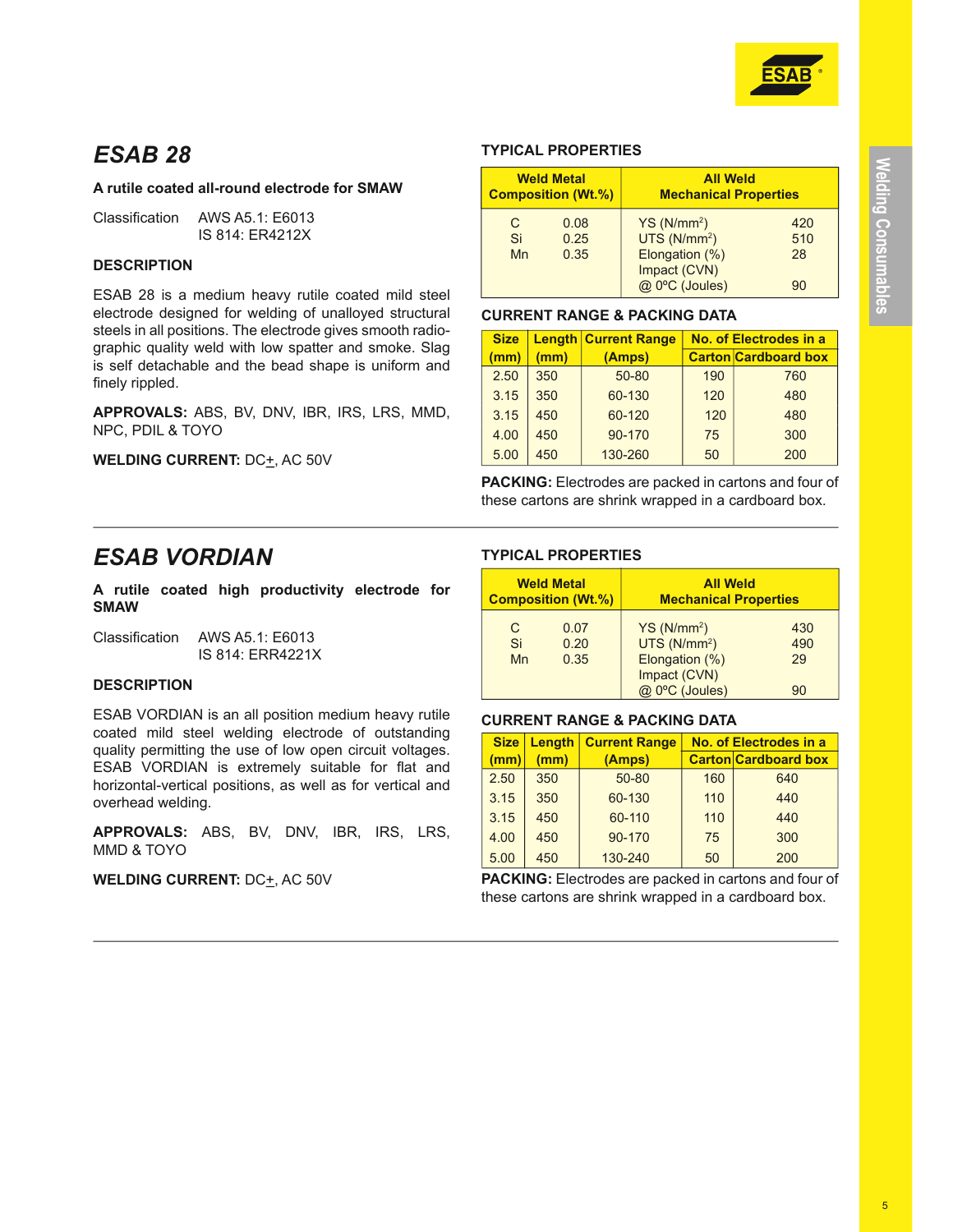## *ESAB 28*

**A rutile coated all-round electrode for SMAW**

Classification AWS A5.1: E6013
IS 814: ER4212X

### DESCRIPTION

ESAB 28 is a medium heavy rutile coated mild steel electrode designed for welding of unalloyed structural steels in all positions. The electrode gives smooth radio-graphic quality weld with low spatter and smoke. Slag is self detachable and the bead shape is uniform and finely rippled.

**APPROVALS:** ABS, BV, DNV, IBR, IRS, LRS, MMD, NPC, PDIL & TOYO

**WELDING CURRENT:** DC±, AC 50V

### TYPICAL PROPERTIES

| Weld Metal Composition (Wt.%) | | All Weld Mechanical Properties | |
|---|---|---|---|
| C | 0.08 | YS (N/mm$^2$) | 420 |
| Si | 0.25 | UTS (N/mm$^2$) | 510 |
| Mn | 0.35 | Elongation (%) | 28 |
| | | Impact (CVN) @ 0ºC (Joules) | 90 |

### CURRENT RANGE & PACKING DATA

| Size (mm) | Length (mm) | Current Range (Amps) | No. of Electrodes in a Carton | No. of Electrodes in a Cardboard box |
|---|---|---|---|---|
| 2.50 | 350 | 50-80 | 190 | 760 |
| 3.15 | 350 | 60-130 | 120 | 480 |
| 3.15 | 450 | 60-120 | 120 | 480 |
| 4.00 | 450 | 90-170 | 75 | 300 |
| 5.00 | 450 | 130-260 | 50 | 200 |

**PACKING:** Electrodes are packed in cartons and four of these cartons are shrink wrapped in a cardboard box.

---

## *ESAB VORDIAN*

**A rutile coated high productivity electrode for SMAW**

Classification AWS A5.1: E6013
IS 814: ERR4221X

### DESCRIPTION

ESAB VORDIAN is an all position medium heavy rutile coated mild steel welding electrode of outstanding quality permitting the use of low open circuit voltages. ESAB VORDIAN is extremely suitable for flat and horizontal-vertical positions, as well as for vertical and overhead welding.

**APPROVALS:** ABS, BV, DNV, IBR, IRS, LRS, MMD & TOYO

**WELDING CURRENT:** DC±, AC 50V

### TYPICAL PROPERTIES

| Weld Metal Composition (Wt.%) | | All Weld Mechanical Properties | |
|---|---|---|---|
| C | 0.07 | YS (N/mm$^2$) | 430 |
| Si | 0.20 | UTS (N/mm$^2$) | 490 |
| Mn | 0.35 | Elongation (%) | 29 |
| | | Impact (CVN) @ 0ºC (Joules) | 90 |

### CURRENT RANGE & PACKING DATA

| Size (mm) | Length (mm) | Current Range (Amps) | No. of Electrodes in a Carton | No. of Electrodes in a Cardboard box |
|---|---|---|---|---|
| 2.50 | 350 | 50-80 | 160 | 640 |
| 3.15 | 350 | 60-130 | 110 | 440 |
| 3.15 | 450 | 60-110 | 110 | 440 |
| 4.00 | 450 | 90-170 | 75 | 300 |
| 5.00 | 450 | 130-240 | 50 | 200 |

**PACKING:** Electrodes are packed in cartons and four of these cartons are shrink wrapped in a cardboard box.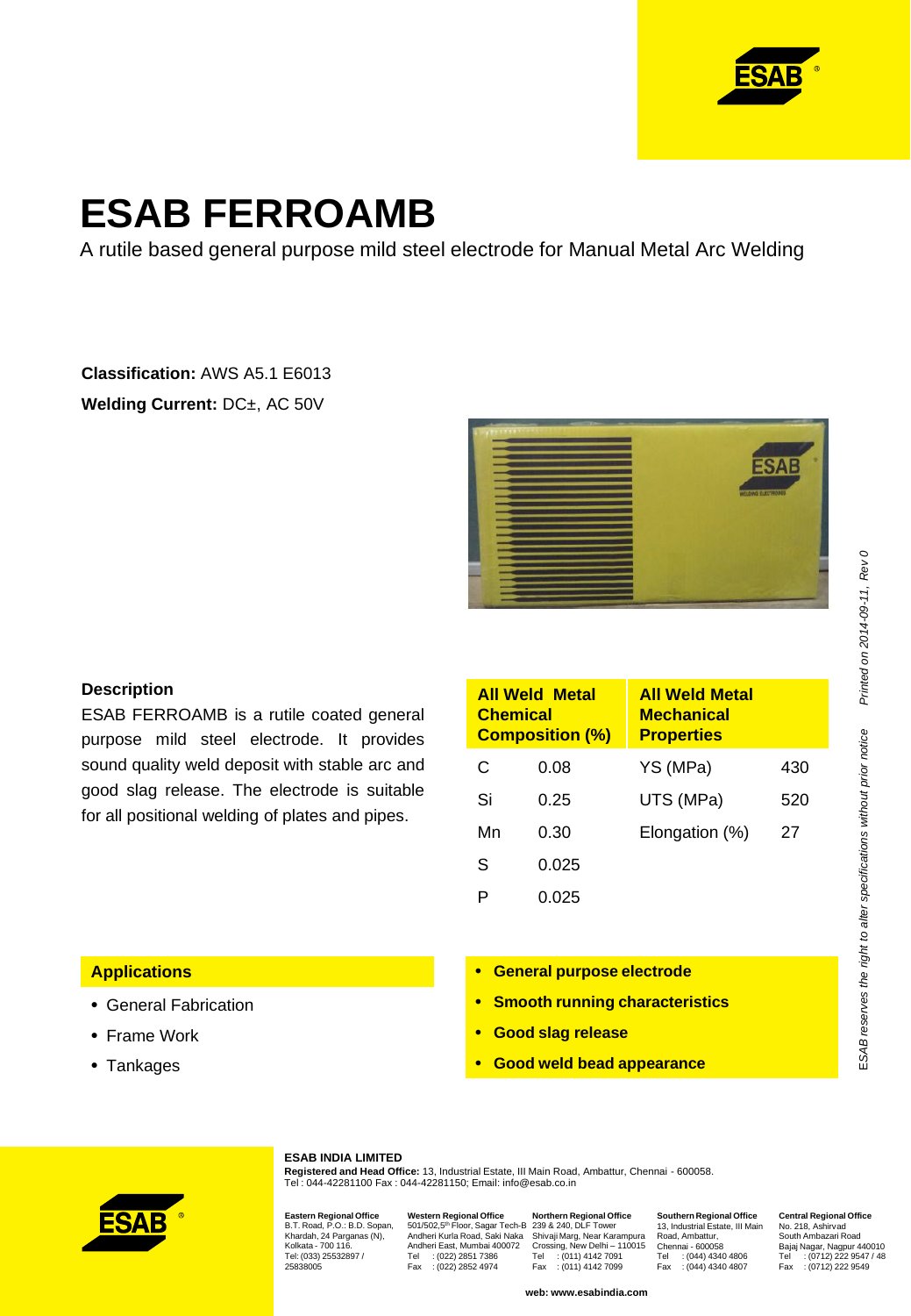# ESAB FERROAMB

A rutile based general purpose mild steel electrode for Manual Metal Arc Welding

**Classification:** AWS A5.1 E6013

**Welding Current:** DC±, AC 50V

### Description

ESAB FERROAMB is a rutile coated general purpose mild steel electrode. It provides sound quality weld deposit with stable arc and good slag release. The electrode is suitable for all positional welding of plates and pipes.

| All Weld Metal Chemical Composition (%) | | All Weld Metal Mechanical Properties | |
|---|---|---|---|
| C | 0.08 | YS (MPa) | 430 |
| Si | 0.25 | UTS (MPa) | 520 |
| Mn | 0.30 | Elongation (%) | 27 |
| S | 0.025 | | |
| P | 0.025 | | |

### Applications

- General Fabrication
- Frame Work
- Tankages

- **General purpose electrode**
- **Smooth running characteristics**
- **Good slag release**
- **Good weld bead appearance**

*ESAB reserves the right to alter specifications without prior notice     Printed on 2014-09-11, Rev 0*

**ESAB INDIA LIMITED**

**Registered and Head Office:** 13, Industrial Estate, III Main Road, Ambattur, Chennai - 600058.
Tel : 044-42281100 Fax : 044-42281150; Email: info@esab.co.in

**Eastern Regional Office**
B.T. Road, P.O.: B.D. Sopan, Khardah, 24 Parganas (N), Kolkata - 700 116.
Tel: (033) 25532897 / 25838005

**Western Regional Office**
501/502,5th Floor, Sagar Tech-B Andheri Kurla Road, Saki Naka Andheri East, Mumbai 400072
Tel : (022) 2851 7386
Fax : (022) 2852 4974

**Northern Regional Office**
239 & 240, DLF Tower Shivaji Marg, Near Karampura Crossing, New Delhi – 110015
Tel : (011) 4142 7091
Fax : (011) 4142 7099

**Southern Regional Office**
13, Industrial Estate, III Main Road, Ambattur, Chennai - 600058
Tel : (044) 4340 4806
Fax : (044) 4340 4807

**Central Regional Office**
No. 218, Ashirvad South Ambazari Road Bajaj Nagar, Nagpur 440010
Tel : (0712) 222 9547 / 48
Fax : (0712) 222 9549

**web: www.esabindia.com**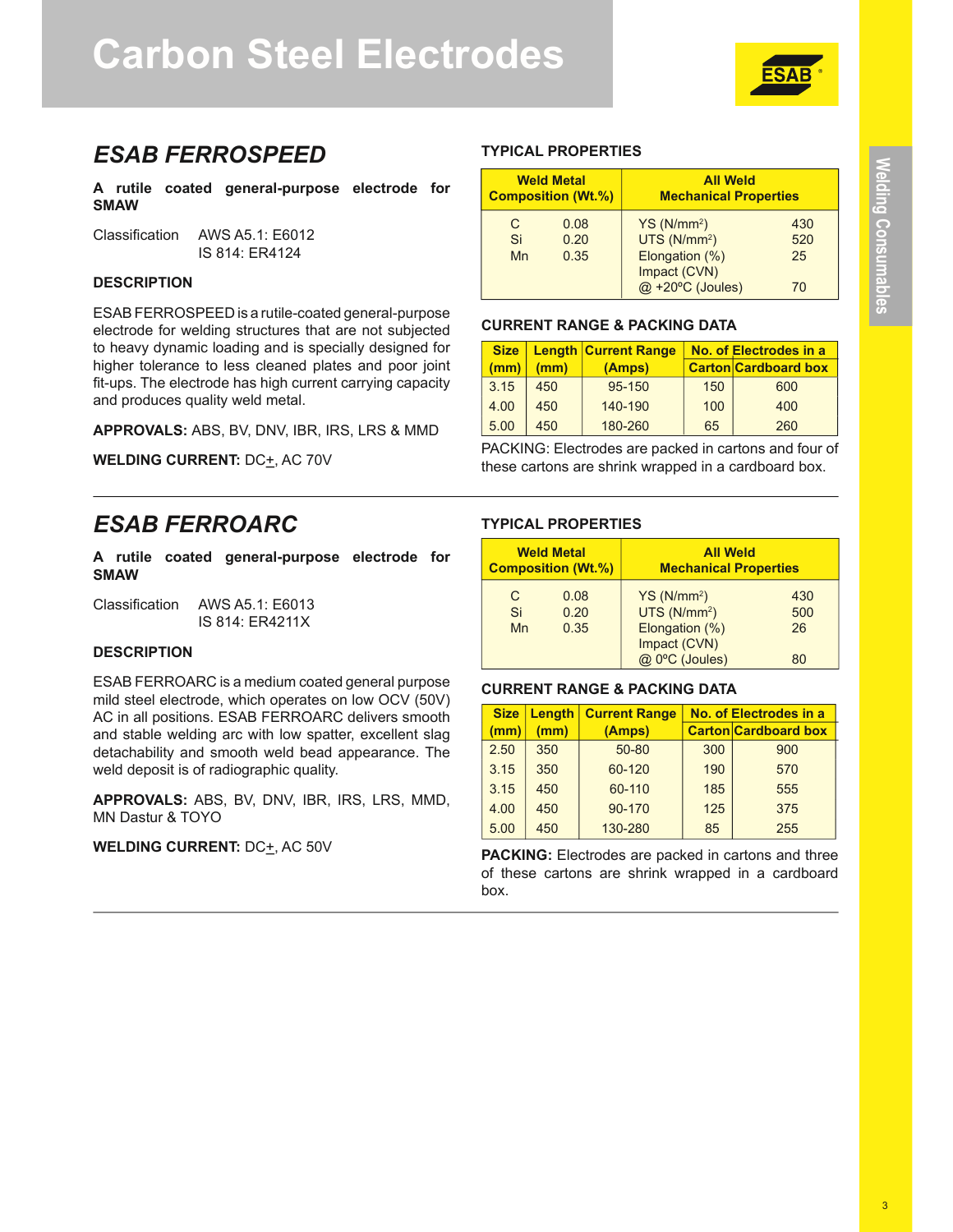#  Carbon Steel Electrodes

## ESAB FERROSPEED

**A rutile coated general-purpose electrode for SMAW**

Classification AWS A5.1: E6012
IS 814: ER4124

### DESCRIPTION

ESAB FERROSPEED is a rutile-coated general-purpose electrode for welding structures that are not subjected to heavy dynamic loading and is specially designed for higher tolerance to less cleaned plates and poor joint fit-ups. The electrode has high current carrying capacity and produces quality weld metal.

**APPROVALS:** ABS, BV, DNV, IBR, IRS, LRS & MMD

**WELDING CURRENT:** DC$\pm$, AC 70V

### TYPICAL PROPERTIES

| Weld Metal Composition (Wt.%) | | All Weld Mechanical Properties | |
|---|---|---|---|
| C | 0.08 | YS (N/mm$^2$) | 430 |
| Si | 0.20 | UTS (N/mm$^2$) | 520 |
| Mn | 0.35 | Elongation (%) | 25 |
| | | Impact (CVN) @ +20ºC (Joules) | 70 |

### CURRENT RANGE & PACKING DATA

| Size (mm) | Length (mm) | Current Range (Amps) | No. of Electrodes in a Carton | No. of Electrodes in a Cardboard box |
|---|---|---|---|---|
| 3.15 | 450 | 95-150 | 150 | 600 |
| 4.00 | 450 | 140-190 | 100 | 400 |
| 5.00 | 450 | 180-260 | 65 | 260 |

PACKING: Electrodes are packed in cartons and four of these cartons are shrink wrapped in a cardboard box.

## ESAB FERROARC

**A rutile coated general-purpose electrode for SMAW**

Classification AWS A5.1: E6013
IS 814: ER4211X

### DESCRIPTION

ESAB FERROARC is a medium coated general purpose mild steel electrode, which operates on low OCV (50V) AC in all positions. ESAB FERROARC delivers smooth and stable welding arc with low spatter, excellent slag detachability and smooth weld bead appearance. The weld deposit is of radiographic quality.

**APPROVALS:** ABS, BV, DNV, IBR, IRS, LRS, MMD, MN Dastur & TOYO

**WELDING CURRENT:** DC$\pm$, AC 50V

### TYPICAL PROPERTIES

| Weld Metal Composition (Wt.%) | | All Weld Mechanical Properties | |
|---|---|---|---|
| C | 0.08 | YS (N/mm$^2$) | 430 |
| Si | 0.20 | UTS (N/mm$^2$) | 500 |
| Mn | 0.35 | Elongation (%) | 26 |
| | | Impact (CVN) @ 0ºC (Joules) | 80 |

### CURRENT RANGE & PACKING DATA

| Size (mm) | Length (mm) | Current Range (Amps) | No. of Electrodes in a Carton | No. of Electrodes in a Cardboard box |
|---|---|---|---|---|
| 2.50 | 350 | 50-80 | 300 | 900 |
| 3.15 | 350 | 60-120 | 190 | 570 |
| 3.15 | 450 | 60-110 | 185 | 555 |
| 4.00 | 450 | 90-170 | 125 | 375 |
| 5.00 | 450 | 130-280 | 85 | 255 |

**PACKING:** Electrodes are packed in cartons and three of these cartons are shrink wrapped in a cardboard box.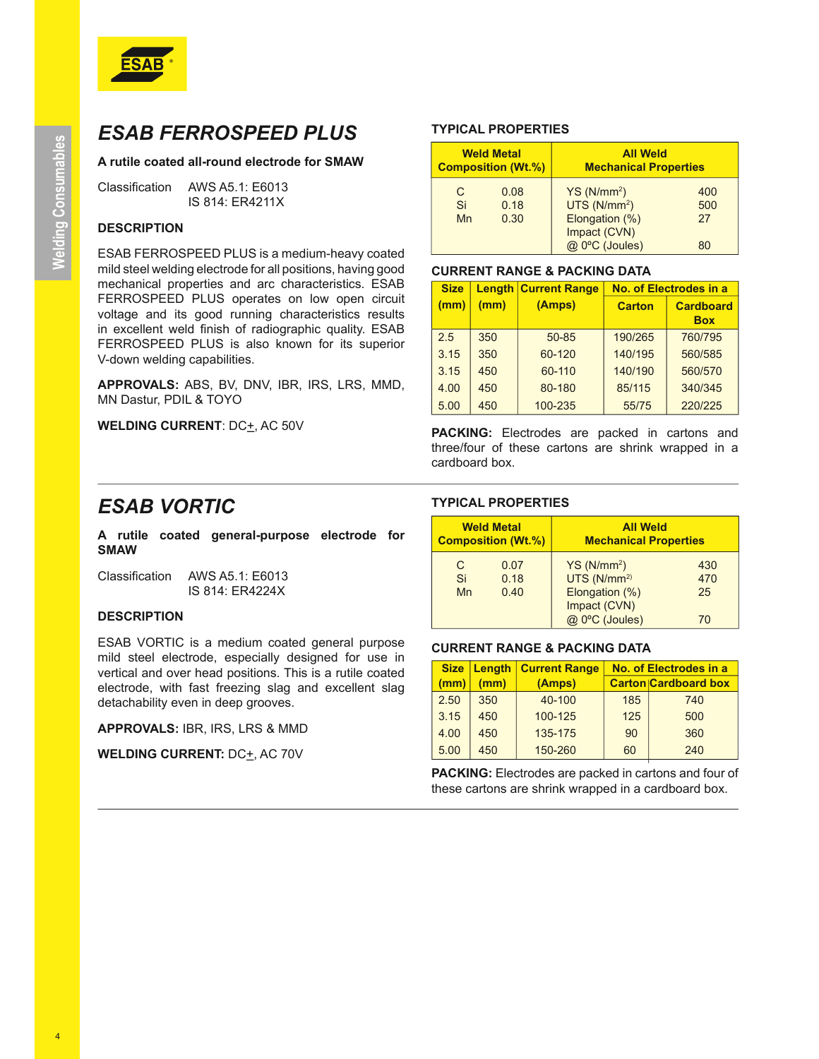# ESAB FERROSPEED PLUS

**A rutile coated all-round electrode for SMAW**

Classification AWS A5.1: E6013
IS 814: ER4211X

### DESCRIPTION

ESAB FERROSPEED PLUS is a medium-heavy coated mild steel welding electrode for all positions, having good mechanical properties and arc characteristics. ESAB FERROSPEED PLUS operates on low open circuit voltage and its good running characteristics results in excellent weld finish of radiographic quality. ESAB FERROSPEED PLUS is also known for its superior V-down welding capabilities.

**APPROVALS:** ABS, BV, DNV, IBR, IRS, LRS, MMD, MN Dastur, PDIL & TOYO

**WELDING CURRENT**: DC±, AC 50V

### TYPICAL PROPERTIES

| Weld Metal Composition (Wt.%) | | All Weld Mechanical Properties | |
|---|---|---|---|
| C | 0.08 | YS ($N/mm^2$) | 400 |
| Si | 0.18 | UTS ($N/mm^2$) | 500 |
| Mn | 0.30 | Elongation (%) | 27 |
| | | Impact (CVN) @ 0ºC (Joules) | 80 |

### CURRENT RANGE & PACKING DATA

| Size (mm) | Length (mm) | Current Range (Amps) | No. of Electrodes in a | |
|---|---|---|---|---|
| | | | Carton | Cardboard Box |
| 2.5 | 350 | 50-85 | 190/265 | 760/795 |
| 3.15 | 350 | 60-120 | 140/195 | 560/585 |
| 3.15 | 450 | 60-110 | 140/190 | 560/570 |
| 4.00 | 450 | 80-180 | 85/115 | 340/345 |
| 5.00 | 450 | 100-235 | 55/75 | 220/225 |

**PACKING:** Electrodes are packed in cartons and three/four of these cartons are shrink wrapped in a cardboard box.

# ESAB VORTIC

**A rutile coated general-purpose electrode for SMAW**

Classification AWS A5.1: E6013
IS 814: ER4224X

### DESCRIPTION

ESAB VORTIC is a medium coated general purpose mild steel electrode, especially designed for use in vertical and over head positions. This is a rutile coated electrode, with fast freezing slag and excellent slag detachability even in deep grooves.

**APPROVALS:** IBR, IRS, LRS & MMD

**WELDING CURRENT:** DC±, AC 70V

### TYPICAL PROPERTIES

| Weld Metal Composition (Wt.%) | | All Weld Mechanical Properties | |
|---|---|---|---|
| C | 0.07 | YS ($N/mm^2$) | 430 |
| Si | 0.18 | UTS ($N/mm^2$) | 470 |
| Mn | 0.40 | Elongation (%) | 25 |
| | | Impact (CVN) @ 0ºC (Joules) | 70 |

### CURRENT RANGE & PACKING DATA

| Size (mm) | Length (mm) | Current Range (Amps) | No. of Electrodes in a | |
|---|---|---|---|---|
| | | | Carton | Cardboard box |
| 2.50 | 350 | 40-100 | 185 | 740 |
| 3.15 | 450 | 100-125 | 125 | 500 |
| 4.00 | 450 | 135-175 | 90 | 360 |
| 5.00 | 450 | 150-260 | 60 | 240 |

**PACKING:** Electrodes are packed in cartons and four of these cartons are shrink wrapped in a cardboard box.